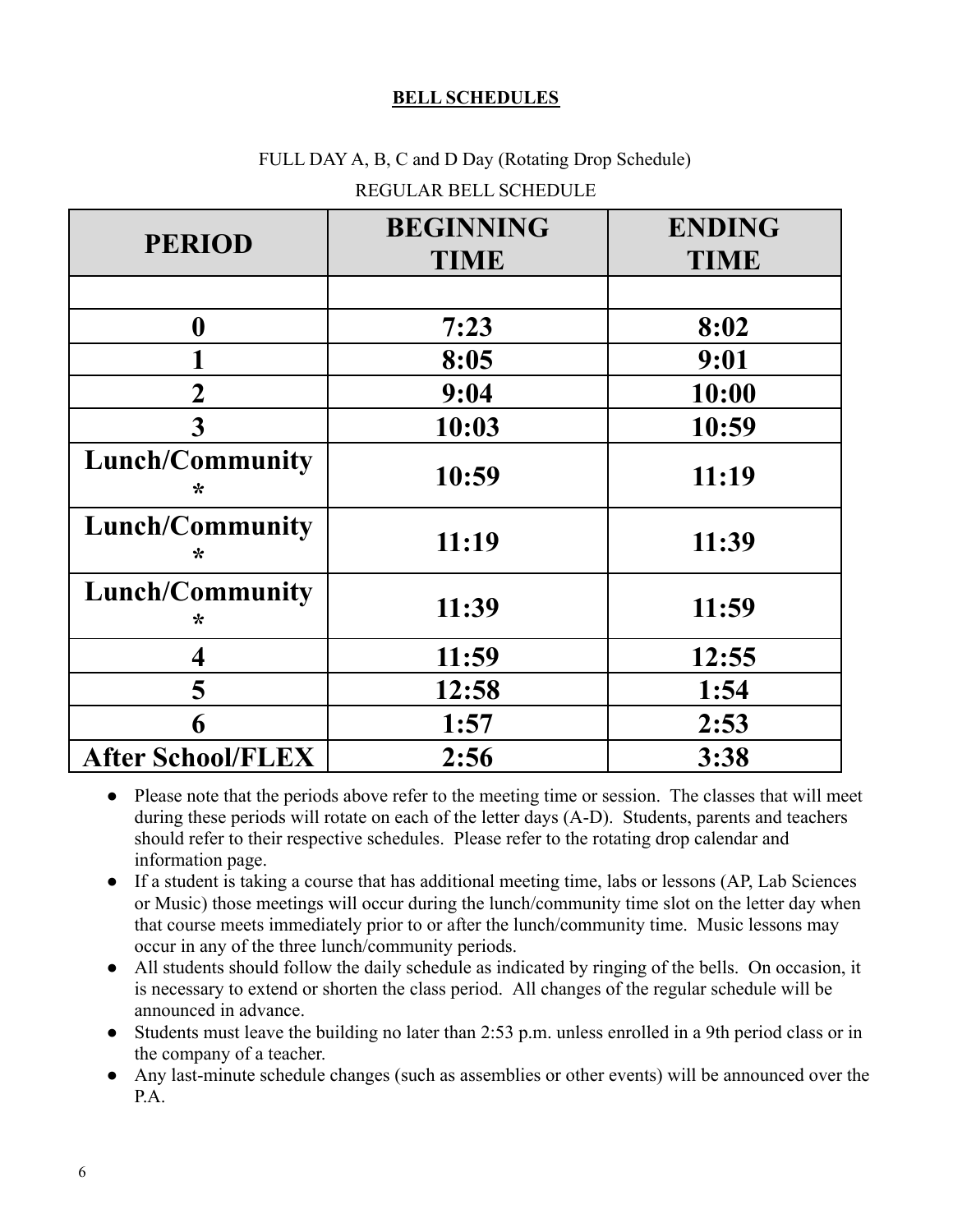## **BELL SCHEDULES**

FULL DAY A, B, C and D Day (Rotating Drop Schedule)

REGULAR BELL SCHEDULE

| PERIOD | BEGINNING TIME | ENDING TIME |
|---|---|---|
| | | |
| 0 | 7:23 | 8:02 |
| 1 | 8:05 | 9:01 |
| 2 | 9:04 | 10:00 |
| 3 | 10:03 | 10:59 |
| Lunch/Community * | 10:59 | 11:19 |
| Lunch/Community * | 11:19 | 11:39 |
| Lunch/Community * | 11:39 | 11:59 |
| 4 | 11:59 | 12:55 |
| 5 | 12:58 | 1:54 |
| 6 | 1:57 | 2:53 |
| After School/FLEX | 2:56 | 3:38 |

- Please note that the periods above refer to the meeting time or session. The classes that will meet during these periods will rotate on each of the letter days (A-D). Students, parents and teachers should refer to their respective schedules. Please refer to the rotating drop calendar and information page.
- If a student is taking a course that has additional meeting time, labs or lessons (AP, Lab Sciences or Music) those meetings will occur during the lunch/community time slot on the letter day when that course meets immediately prior to or after the lunch/community time. Music lessons may occur in any of the three lunch/community periods.
- All students should follow the daily schedule as indicated by ringing of the bells. On occasion, it is necessary to extend or shorten the class period. All changes of the regular schedule will be announced in advance.
- Students must leave the building no later than 2:53 p.m. unless enrolled in a 9th period class or in the company of a teacher.
- Any last-minute schedule changes (such as assemblies or other events) will be announced over the P.A.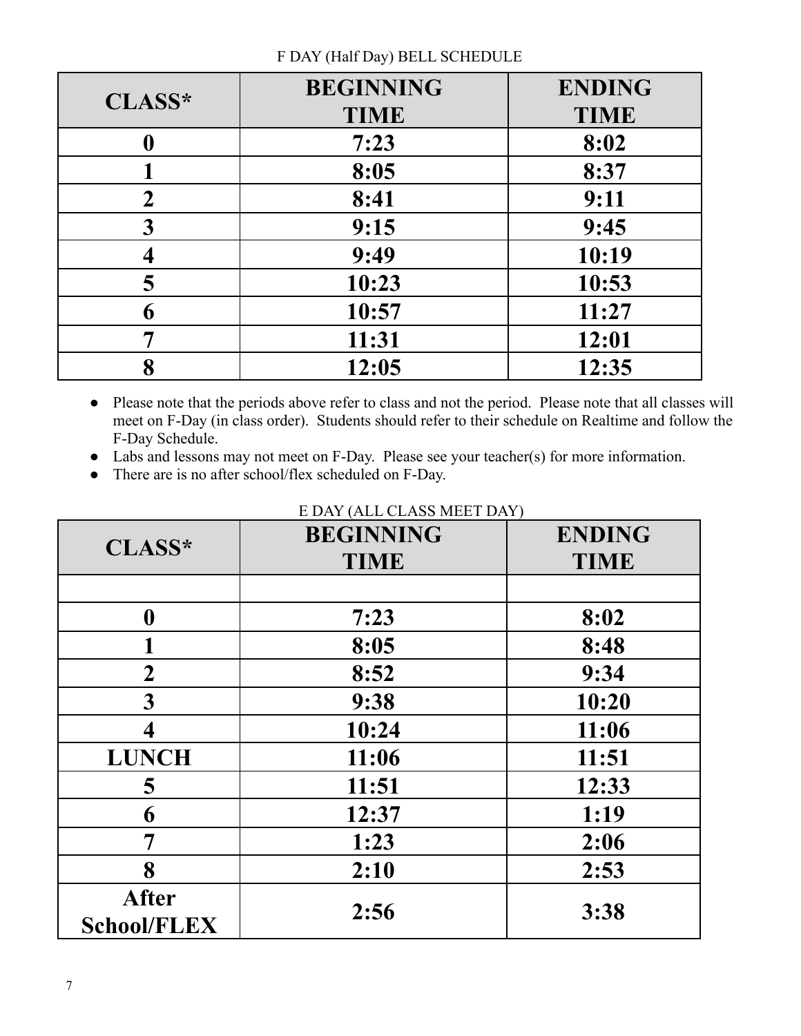F DAY (Half Day) BELL SCHEDULE

| CLASS* | BEGINNING TIME | ENDING TIME |
|---|---|---|
| 0 | 7:23 | 8:02 |
| 1 | 8:05 | 8:37 |
| 2 | 8:41 | 9:11 |
| 3 | 9:15 | 9:45 |
| 4 | 9:49 | 10:19 |
| 5 | 10:23 | 10:53 |
| 6 | 10:57 | 11:27 |
| 7 | 11:31 | 12:01 |
| 8 | 12:05 | 12:35 |

- Please note that the periods above refer to class and not the period. Please note that all classes will meet on F-Day (in class order). Students should refer to their schedule on Realtime and follow the F-Day Schedule.
- Labs and lessons may not meet on F-Day. Please see your teacher(s) for more information.
- There are is no after school/flex scheduled on F-Day.

E DAY (ALL CLASS MEET DAY)

| CLASS* | BEGINNING TIME | ENDING TIME |
|---|---|---|
| | | |
| 0 | 7:23 | 8:02 |
| 1 | 8:05 | 8:48 |
| 2 | 8:52 | 9:34 |
| 3 | 9:38 | 10:20 |
| 4 | 10:24 | 11:06 |
| LUNCH | 11:06 | 11:51 |
| 5 | 11:51 | 12:33 |
| 6 | 12:37 | 1:19 |
| 7 | 1:23 | 2:06 |
| 8 | 2:10 | 2:53 |
| After School/FLEX | 2:56 | 3:38 |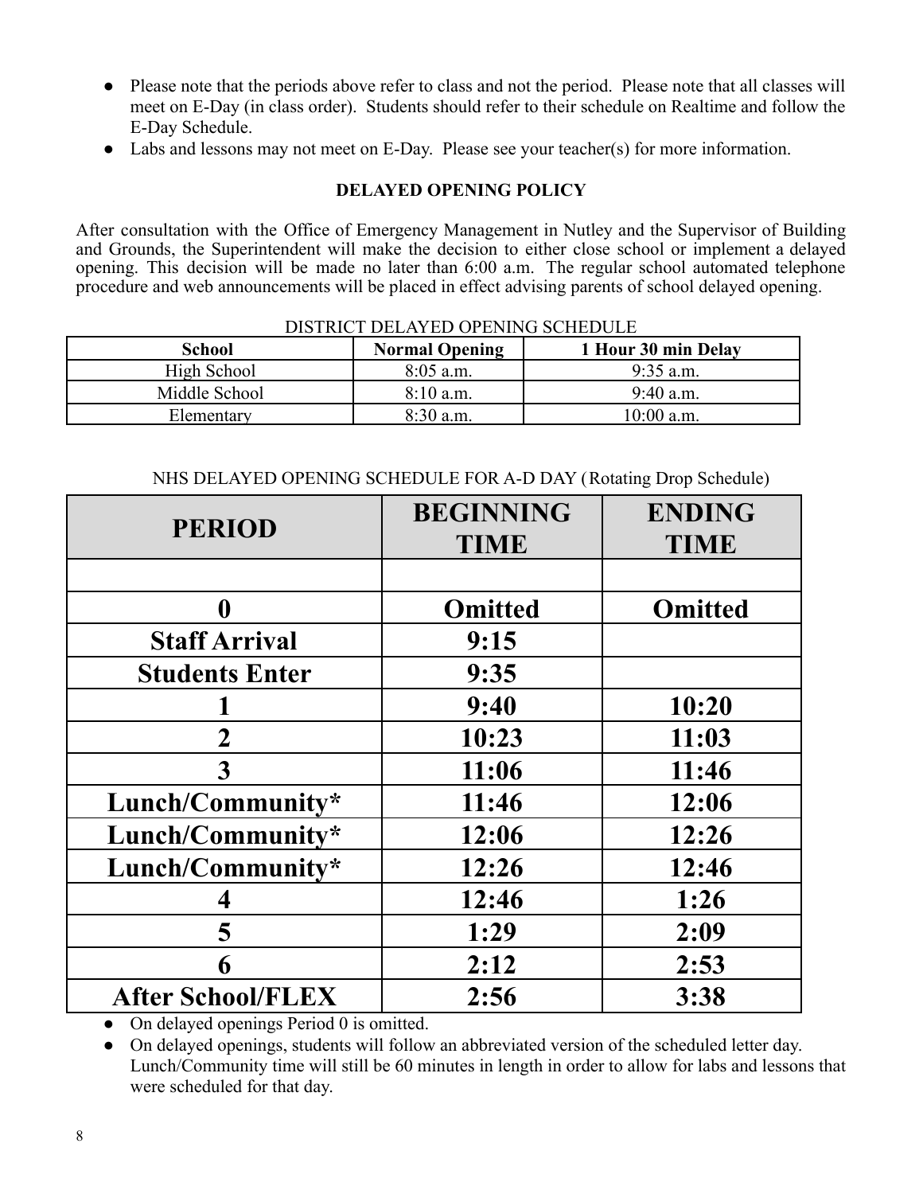- Please note that the periods above refer to class and not the period. Please note that all classes will meet on E-Day (in class order). Students should refer to their schedule on Realtime and follow the E-Day Schedule.
- Labs and lessons may not meet on E-Day. Please see your teacher(s) for more information.

**DELAYED OPENING POLICY**

After consultation with the Office of Emergency Management in Nutley and the Supervisor of Building and Grounds, the Superintendent will make the decision to either close school or implement a delayed opening. This decision will be made no later than 6:00 a.m. The regular school automated telephone procedure and web announcements will be placed in effect advising parents of school delayed opening.

DISTRICT DELAYED OPENING SCHEDULE

| School | Normal Opening | 1 Hour 30 min Delay |
|---|---|---|
| High School | 8:05 a.m. | 9:35 a.m. |
| Middle School | 8:10 a.m. | 9:40 a.m. |
| Elementary | 8:30 a.m. | 10:00 a.m. |

NHS DELAYED OPENING SCHEDULE FOR A-D DAY (Rotating Drop Schedule)

| PERIOD | BEGINNING TIME | ENDING TIME |
|---|---|---|
| | | |
| 0 | Omitted | Omitted |
| Staff Arrival | 9:15 | |
| Students Enter | 9:35 | |
| 1 | 9:40 | 10:20 |
| 2 | 10:23 | 11:03 |
| 3 | 11:06 | 11:46 |
| Lunch/Community* | 11:46 | 12:06 |
| Lunch/Community* | 12:06 | 12:26 |
| Lunch/Community* | 12:26 | 12:46 |
| 4 | 12:46 | 1:26 |
| 5 | 1:29 | 2:09 |
| 6 | 2:12 | 2:53 |
| After School/FLEX | 2:56 | 3:38 |

- On delayed openings Period 0 is omitted.
- On delayed openings, students will follow an abbreviated version of the scheduled letter day. Lunch/Community time will still be 60 minutes in length in order to allow for labs and lessons that were scheduled for that day.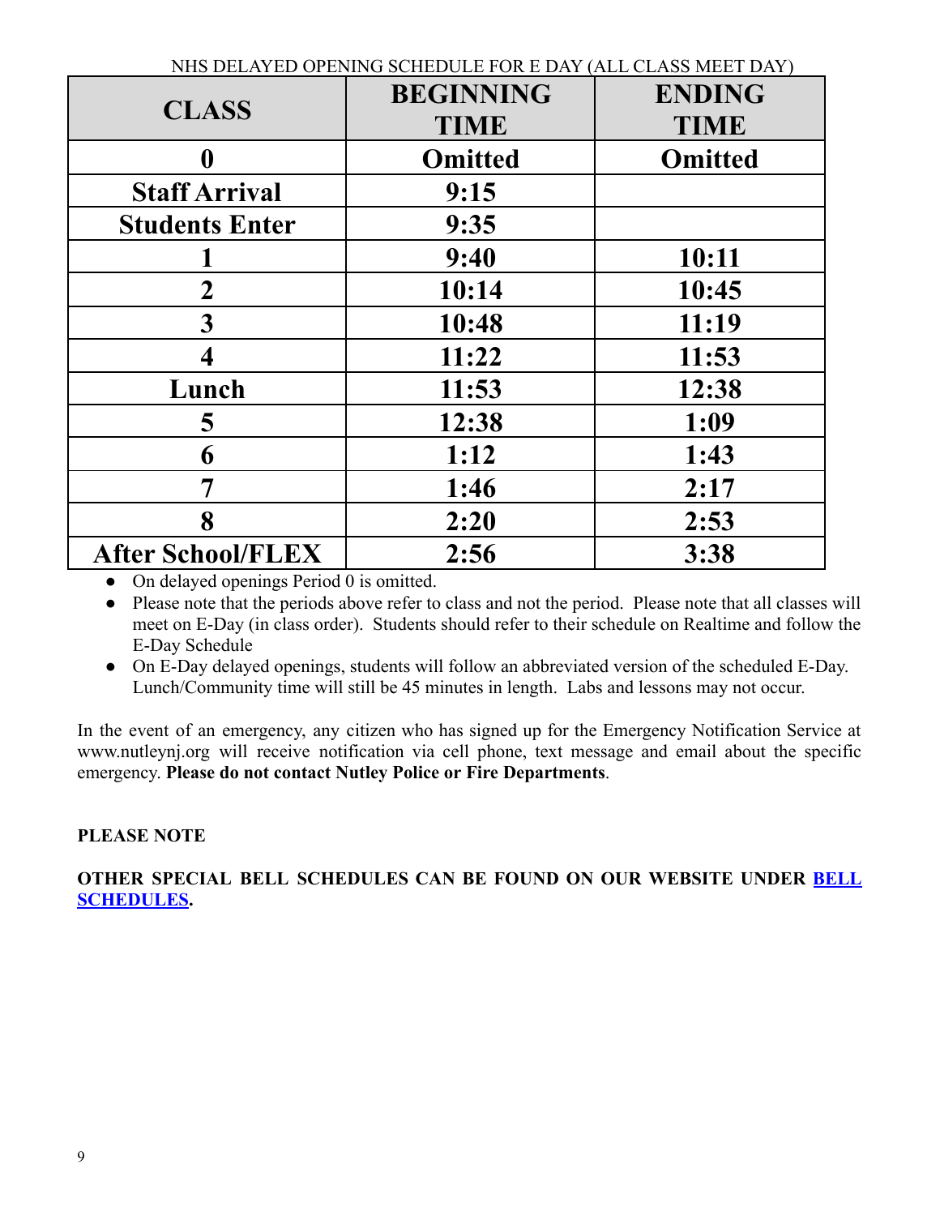NHS DELAYED OPENING SCHEDULE FOR E DAY (ALL CLASS MEET DAY)

| CLASS | BEGINNING TIME | ENDING TIME |
|---|---|---|
| 0 | Omitted | Omitted |
| Staff Arrival | 9:15 | |
| Students Enter | 9:35 | |
| 1 | 9:40 | 10:11 |
| 2 | 10:14 | 10:45 |
| 3 | 10:48 | 11:19 |
| 4 | 11:22 | 11:53 |
| Lunch | 11:53 | 12:38 |
| 5 | 12:38 | 1:09 |
| 6 | 1:12 | 1:43 |
| 7 | 1:46 | 2:17 |
| 8 | 2:20 | 2:53 |
| After School/FLEX | 2:56 | 3:38 |

- On delayed openings Period 0 is omitted.
- Please note that the periods above refer to class and not the period. Please note that all classes will meet on E-Day (in class order). Students should refer to their schedule on Realtime and follow the E-Day Schedule
- On E-Day delayed openings, students will follow an abbreviated version of the scheduled E-Day. Lunch/Community time will still be 45 minutes in length. Labs and lessons may not occur.

In the event of an emergency, any citizen who has signed up for the Emergency Notification Service at www.nutleynj.org will receive notification via cell phone, text message and email about the specific emergency. **Please do not contact Nutley Police or Fire Departments**.

**PLEASE NOTE**

**OTHER SPECIAL BELL SCHEDULES CAN BE FOUND ON OUR WEBSITE UNDER BELL SCHEDULES.**